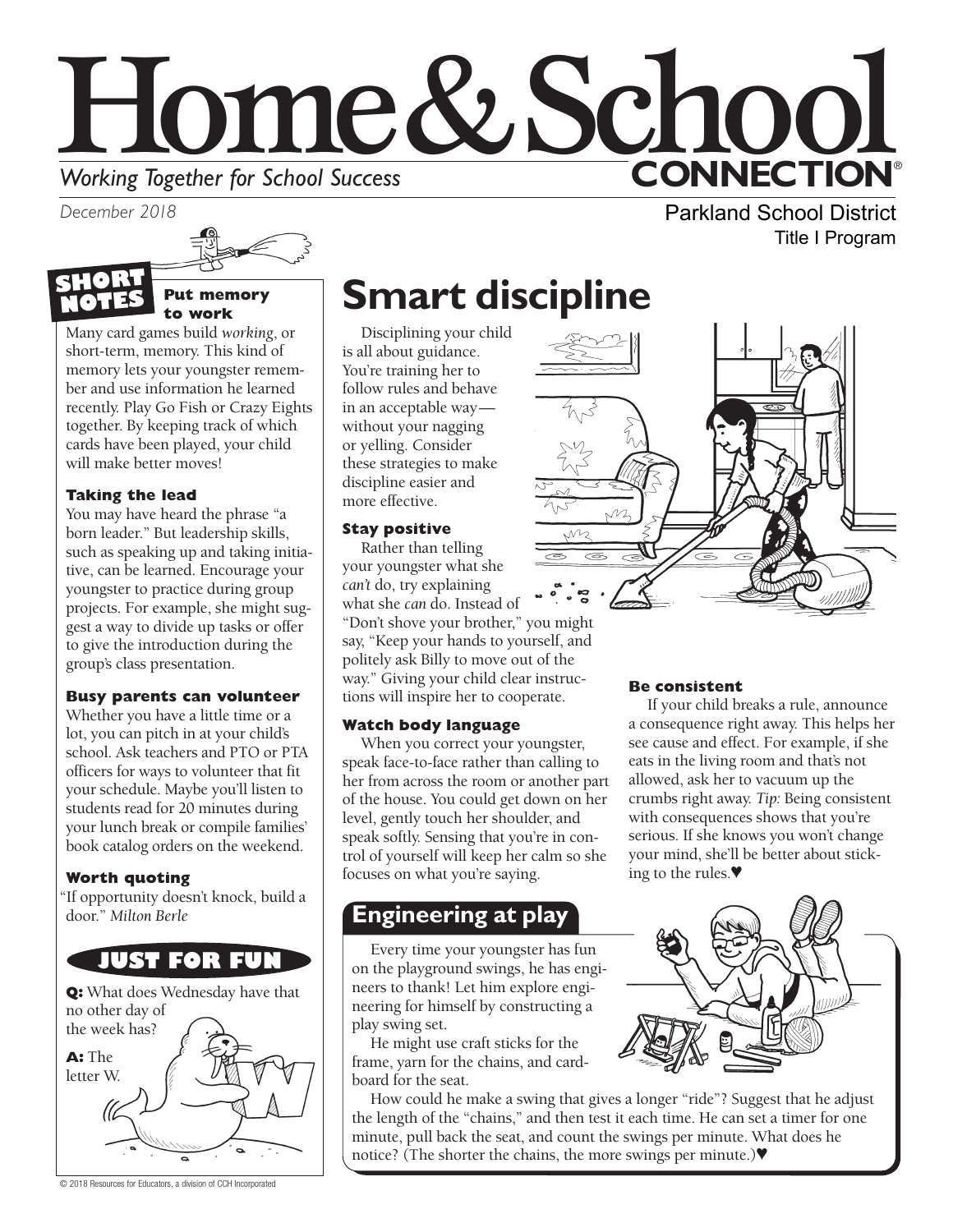# Home & School CONNECTION®

*Working Together for School Success*

*December 2018*

Parkland School District
Title I Program

## SHORT NOTES

### Put memory to work

Many card games build *working*, or short-term, memory. This kind of memory lets your youngster remember and use information he learned recently. Play Go Fish or Crazy Eights together. By keeping track of which cards have been played, your child will make better moves!

### Taking the lead

You may have heard the phrase "a born leader." But leadership skills, such as speaking up and taking initiative, can be learned. Encourage your youngster to practice during group projects. For example, she might suggest a way to divide up tasks or offer to give the introduction during the group's class presentation.

### Busy parents can volunteer

Whether you have a little time or a lot, you can pitch in at your child's school. Ask teachers and PTO or PTA officers for ways to volunteer that fit your schedule. Maybe you'll listen to students read for 20 minutes during your lunch break or compile families' book catalog orders on the weekend.

### Worth quoting

"If opportunity doesn't knock, build a door." *Milton Berle*

## JUST FOR FUN

**Q:** What does Wednesday have that no other day of the week has?

**A:** The letter W.

# Smart discipline

Disciplining your child is all about guidance. You're training her to follow rules and behave in an acceptable way—without your nagging or yelling. Consider these strategies to make discipline easier and more effective.

### Stay positive

Rather than telling your youngster what she *can't* do, try explaining what she *can* do. Instead of "Don't shove your brother," you might say, "Keep your hands to yourself, and politely ask Billy to move out of the way." Giving your child clear instructions will inspire her to cooperate.

### Watch body language

When you correct your youngster, speak face-to-face rather than calling to her from across the room or another part of the house. You could get down on her level, gently touch her shoulder, and speak softly. Sensing that you're in control of yourself will keep her calm so she focuses on what you're saying.

### Be consistent

If your child breaks a rule, announce a consequence right away. This helps her see cause and effect. For example, if she eats in the living room and that's not allowed, ask her to vacuum up the crumbs right away. *Tip:* Being consistent with consequences shows that you're serious. If she knows you won't change your mind, she'll be better about sticking to the rules.♥

## Engineering at play

Every time your youngster has fun on the playground swings, he has engineers to thank! Let him explore engineering for himself by constructing a play swing set.

He might use craft sticks for the frame, yarn for the chains, and cardboard for the seat.

How could he make a swing that gives a longer "ride"? Suggest that he adjust the length of the "chains," and then test it each time. He can set a timer for one minute, pull back the seat, and count the swings per minute. What does he notice? (The shorter the chains, the more swings per minute.)♥

© 2018 Resources for Educators, a division of CCH Incorporated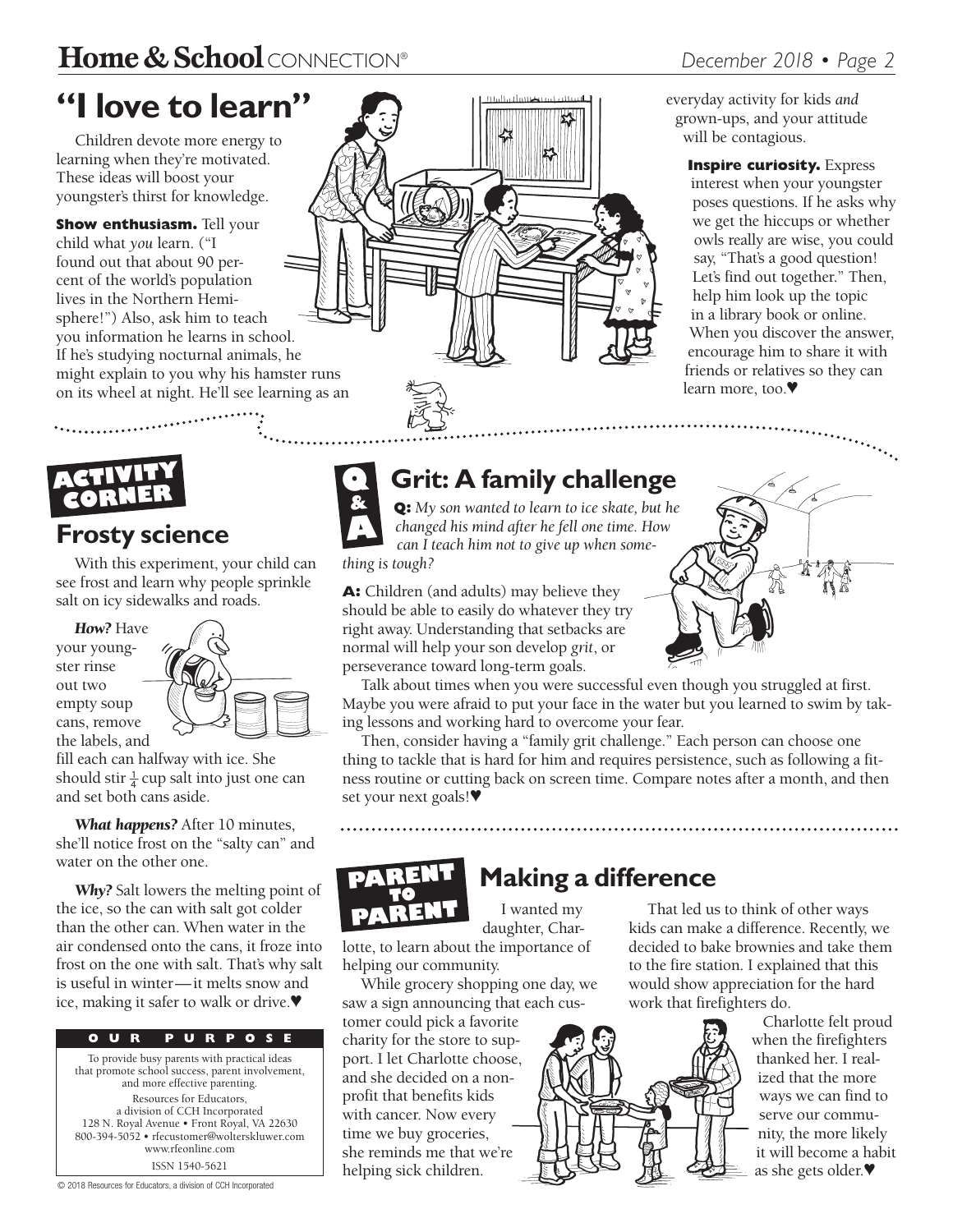# "I love to learn"

Children devote more energy to learning when they're motivated. These ideas will boost your youngster's thirst for knowledge.

**Show enthusiasm.** Tell your child what *you* learn. ("I found out that about 90 percent of the world's population lives in the Northern Hemisphere!") Also, ask him to teach you information he learns in school. If he's studying nocturnal animals, he might explain to you why his hamster runs on its wheel at night. He'll see learning as an everyday activity for kids *and* grown-ups, and your attitude will be contagious.

**Inspire curiosity.** Express interest when your youngster poses questions. If he asks why we get the hiccups or whether owls really are wise, you could say, "That's a good question! Let's find out together." Then, help him look up the topic in a library book or online. When you discover the answer, encourage him to share it with friends or relatives so they can learn more, too.♥

## ACTIVITY CORNER

## Frosty science

With this experiment, your child can see frost and learn why people sprinkle salt on icy sidewalks and roads.

***How?*** Have your youngster rinse out two empty soup cans, remove the labels, and fill each can halfway with ice. She should stir $\frac{1}{4}$ cup salt into just one can and set both cans aside.

***What happens?*** After 10 minutes, she'll notice frost on the "salty can" and water on the other one.

***Why?*** Salt lowers the melting point of the ice, so the can with salt got colder than the other can. When water in the air condensed onto the cans, it froze into frost on the one with salt. That's why salt is useful in winter—it melts snow and ice, making it safer to walk or drive.♥

## Q & A

## Grit: A family challenge

**Q:** *My son wanted to learn to ice skate, but he changed his mind after he fell one time. How can I teach him not to give up when something is tough?*

**A:** Children (and adults) may believe they should be able to easily do whatever they try right away. Understanding that setbacks are normal will help your son develop *grit*, or perseverance toward long-term goals.

Talk about times when you were successful even though you struggled at first. Maybe you were afraid to put your face in the water but you learned to swim by taking lessons and working hard to overcome your fear.

Then, consider having a "family grit challenge." Each person can choose one thing to tackle that is hard for him and requires persistence, such as following a fitness routine or cutting back on screen time. Compare notes after a month, and then set your next goals!♥

## PARENT TO PARENT

## Making a difference

I wanted my daughter, Charlotte, to learn about the importance of helping our community.

While grocery shopping one day, we saw a sign announcing that each customer could pick a favorite charity for the store to support. I let Charlotte choose, and she decided on a nonprofit that benefits kids with cancer. Now every time we buy groceries, she reminds me that we're helping sick children.

That led us to think of other ways kids can make a difference. Recently, we decided to bake brownies and take them to the fire station. I explained that this would show appreciation for the hard work that firefighters do.

Charlotte felt proud when the firefighters thanked her. I realized that the more ways we can find to serve our community, the more likely it will become a habit as she gets older.♥

**OUR PURPOSE**

To provide busy parents with practical ideas that promote school success, parent involvement, and more effective parenting.

Resources for Educators, a division of CCH Incorporated
128 N. Royal Avenue • Front Royal, VA 22630
800-394-5052 • rfecustomer@wolterskluwer.com
www.rfeonline.com

ISSN 1540-5621

© 2018 Resources for Educators, a division of CCH Incorporated